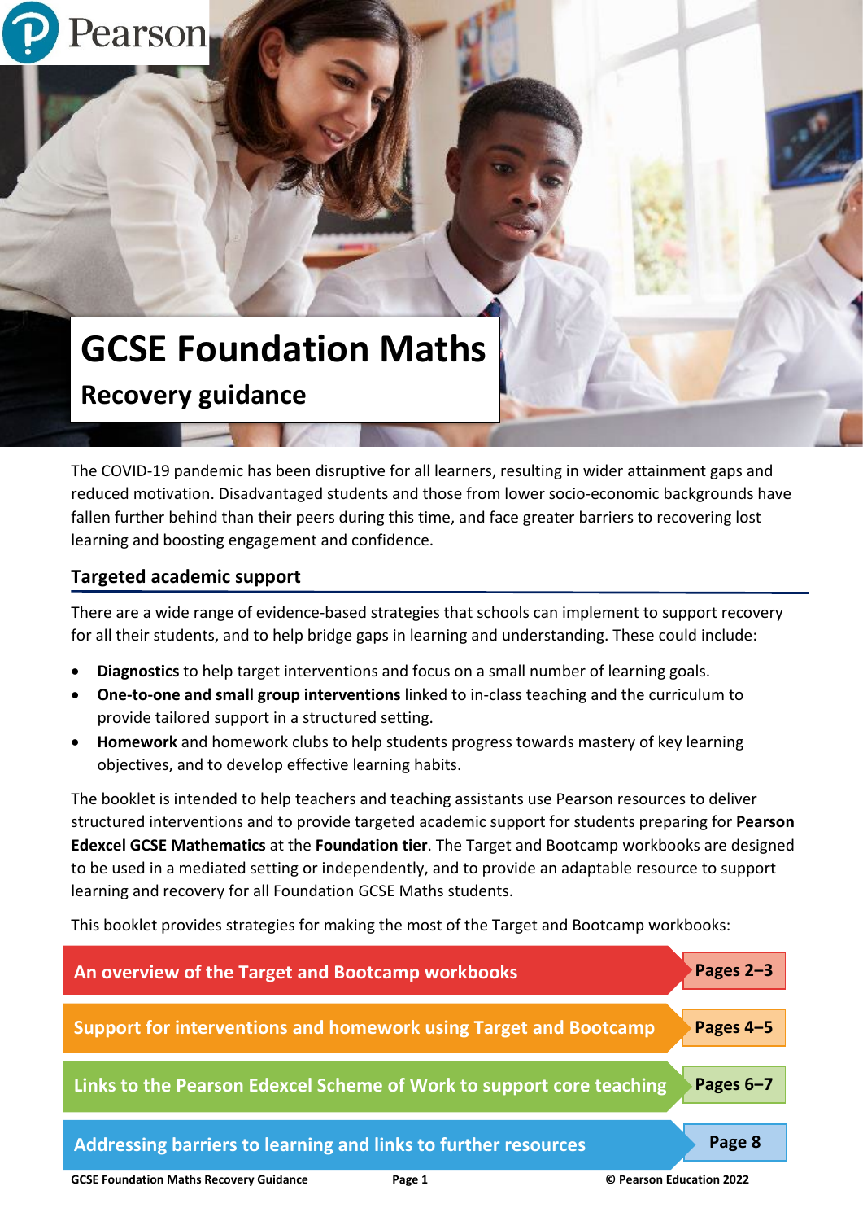# GCSE Foundation Maths

## Recovery guidance

The COVID-19 pandemic has been disruptive for all learners, resulting in wider attainment gaps and reduced motivation. Disadvantaged students and those from lower socio-economic backgrounds have fallen further behind than their peers during this time, and face greater barriers to recovering lost learning and boosting engagement and confidence.

### Targeted academic support

There are a wide range of evidence-based strategies that schools can implement to support recovery for all their students, and to help bridge gaps in learning and understanding. These could include:

- **Diagnostics** to help target interventions and focus on a small number of learning goals.
- **One-to-one and small group interventions** linked to in-class teaching and the curriculum to provide tailored support in a structured setting.
- **Homework** and homework clubs to help students progress towards mastery of key learning objectives, and to develop effective learning habits.

The booklet is intended to help teachers and teaching assistants use Pearson resources to deliver structured interventions and to provide targeted academic support for students preparing for **Pearson Edexcel GCSE Mathematics** at the **Foundation tier**. The Target and Bootcamp workbooks are designed to be used in a mediated setting or independently, and to provide an adaptable resource to support learning and recovery for all Foundation GCSE Maths students.

This booklet provides strategies for making the most of the Target and Bootcamp workbooks:

| Section | Pages |
| --- | --- |
| **An overview of the Target and Bootcamp workbooks** | **Pages 2–3** |
| **Support for interventions and homework using Target and Bootcamp** | **Pages 4–5** |
| **Links to the Pearson Edexcel Scheme of Work to support core teaching** | **Pages 6–7** |
| **Addressing barriers to learning and links to further resources** | **Page 8** |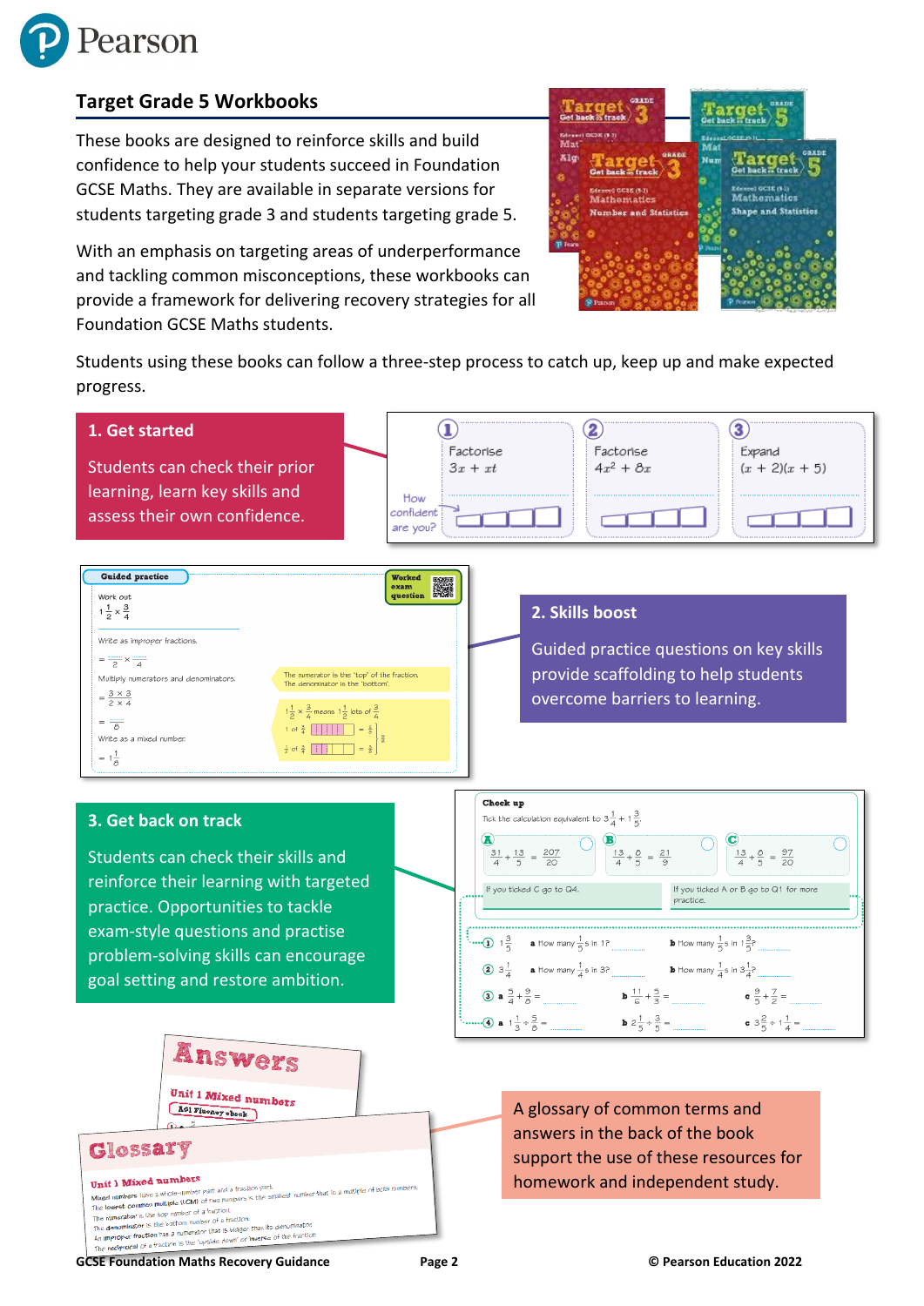## Target Grade 5 Workbooks

These books are designed to reinforce skills and build confidence to help your students succeed in Foundation GCSE Maths. They are available in separate versions for students targeting grade 3 and students targeting grade 5.

With an emphasis on targeting areas of underperformance and tackling common misconceptions, these workbooks can provide a framework for delivering recovery strategies for all Foundation GCSE Maths students.

Students using these books can follow a three-step process to catch up, keep up and make expected progress.

### 1. Get started

Students can check their prior learning, learn key skills and assess their own confidence.

### 2. Skills boost

Guided practice questions on key skills provide scaffolding to help students overcome barriers to learning.

### 3. Get back on track

Students can check their skills and reinforce their learning with targeted practice. Opportunities to tackle exam-style questions and practise problem-solving skills can encourage goal setting and restore ambition.

A glossary of common terms and answers in the back of the book support the use of these resources for homework and independent study.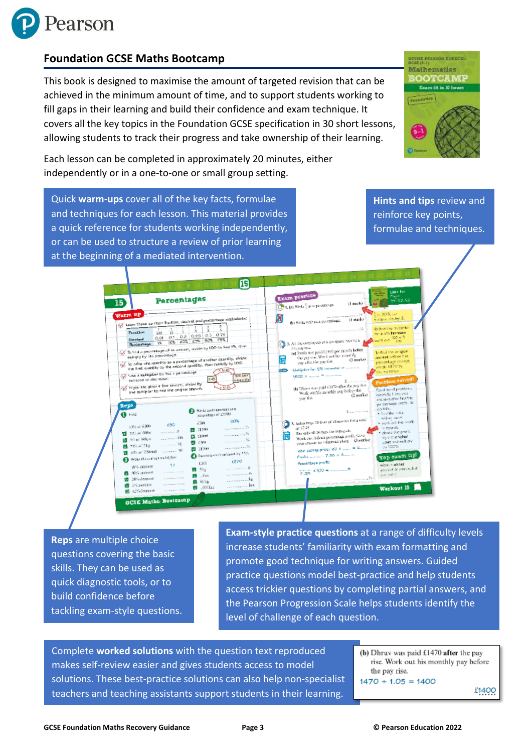## Foundation GCSE Maths Bootcamp

This book is designed to maximise the amount of targeted revision that can be achieved in the minimum amount of time, and to support students working to fill gaps in their learning and build their confidence and exam technique. It covers all the key topics in the Foundation GCSE specification in 30 short lessons, allowing students to track their progress and take ownership of their learning.

Each lesson can be completed in approximately 20 minutes, either independently or in a one-to-one or small group setting.

Quick **warm-ups** cover all of the key facts, formulae and techniques for each lesson. This material provides a quick reference for students working independently, or can be used to structure a review of prior learning at the beginning of a mediated intervention.

**Hints and tips** review and reinforce key points, formulae and techniques.

**Reps** are multiple choice questions covering the basic skills. They can be used as quick diagnostic tools, or to build confidence before tackling exam-style questions.

**Exam-style practice questions** at a range of difficulty levels increase students' familiarity with exam formatting and promote good technique for writing answers. Guided practice questions model best-practice and help students access trickier questions by completing partial answers, and the Pearson Progression Scale helps students identify the level of challenge of each question.

Complete **worked solutions** with the question text reproduced makes self-review easier and gives students access to model solutions. These best-practice solutions can also help non-specialist teachers and teaching assistants support students in their learning.

**(b)** Dhruv was paid £1470 **after** the pay rise. Work out his monthly pay before the pay rise.

$1470 \div 1.05 = 1400$

£1400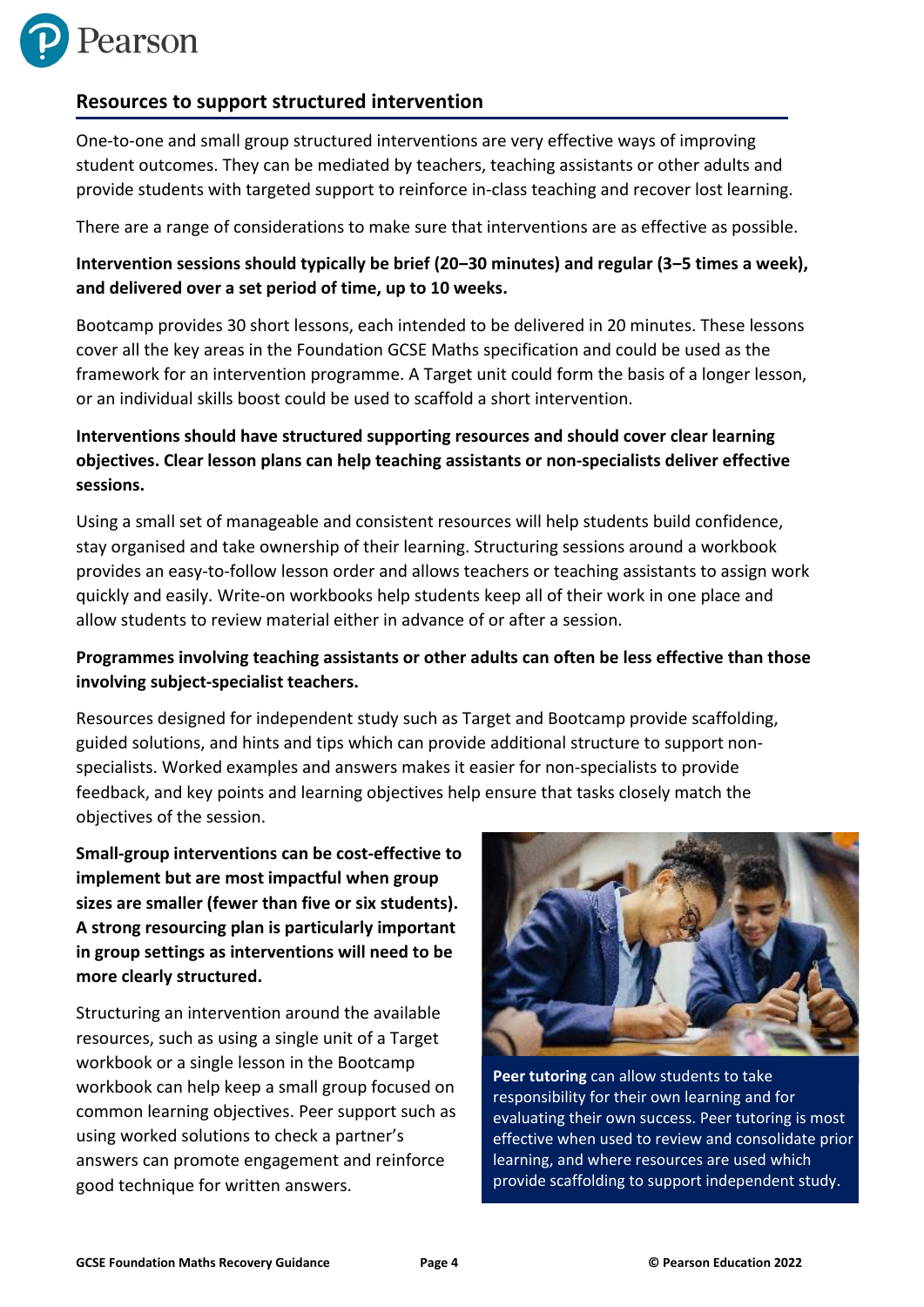## Resources to support structured intervention

One-to-one and small group structured interventions are very effective ways of improving student outcomes. They can be mediated by teachers, teaching assistants or other adults and provide students with targeted support to reinforce in-class teaching and recover lost learning.

There are a range of considerations to make sure that interventions are as effective as possible.

**Intervention sessions should typically be brief (20–30 minutes) and regular (3–5 times a week), and delivered over a set period of time, up to 10 weeks.**

Bootcamp provides 30 short lessons, each intended to be delivered in 20 minutes. These lessons cover all the key areas in the Foundation GCSE Maths specification and could be used as the framework for an intervention programme. A Target unit could form the basis of a longer lesson, or an individual skills boost could be used to scaffold a short intervention.

**Interventions should have structured supporting resources and should cover clear learning objectives. Clear lesson plans can help teaching assistants or non-specialists deliver effective sessions.**

Using a small set of manageable and consistent resources will help students build confidence, stay organised and take ownership of their learning. Structuring sessions around a workbook provides an easy-to-follow lesson order and allows teachers or teaching assistants to assign work quickly and easily. Write-on workbooks help students keep all of their work in one place and allow students to review material either in advance of or after a session.

**Programmes involving teaching assistants or other adults can often be less effective than those involving subject-specialist teachers.**

Resources designed for independent study such as Target and Bootcamp provide scaffolding, guided solutions, and hints and tips which can provide additional structure to support non-specialists. Worked examples and answers makes it easier for non-specialists to provide feedback, and key points and learning objectives help ensure that tasks closely match the objectives of the session.

**Small-group interventions can be cost-effective to implement but are most impactful when group sizes are smaller (fewer than five or six students). A strong resourcing plan is particularly important in group settings as interventions will need to be more clearly structured.**

Structuring an intervention around the available resources, such as using a single unit of a Target workbook or a single lesson in the Bootcamp workbook can help keep a small group focused on common learning objectives. Peer support such as using worked solutions to check a partner's answers can promote engagement and reinforce good technique for written answers.

**Peer tutoring** can allow students to take responsibility for their own learning and for evaluating their own success. Peer tutoring is most effective when used to review and consolidate prior learning, and where resources are used which provide scaffolding to support independent study.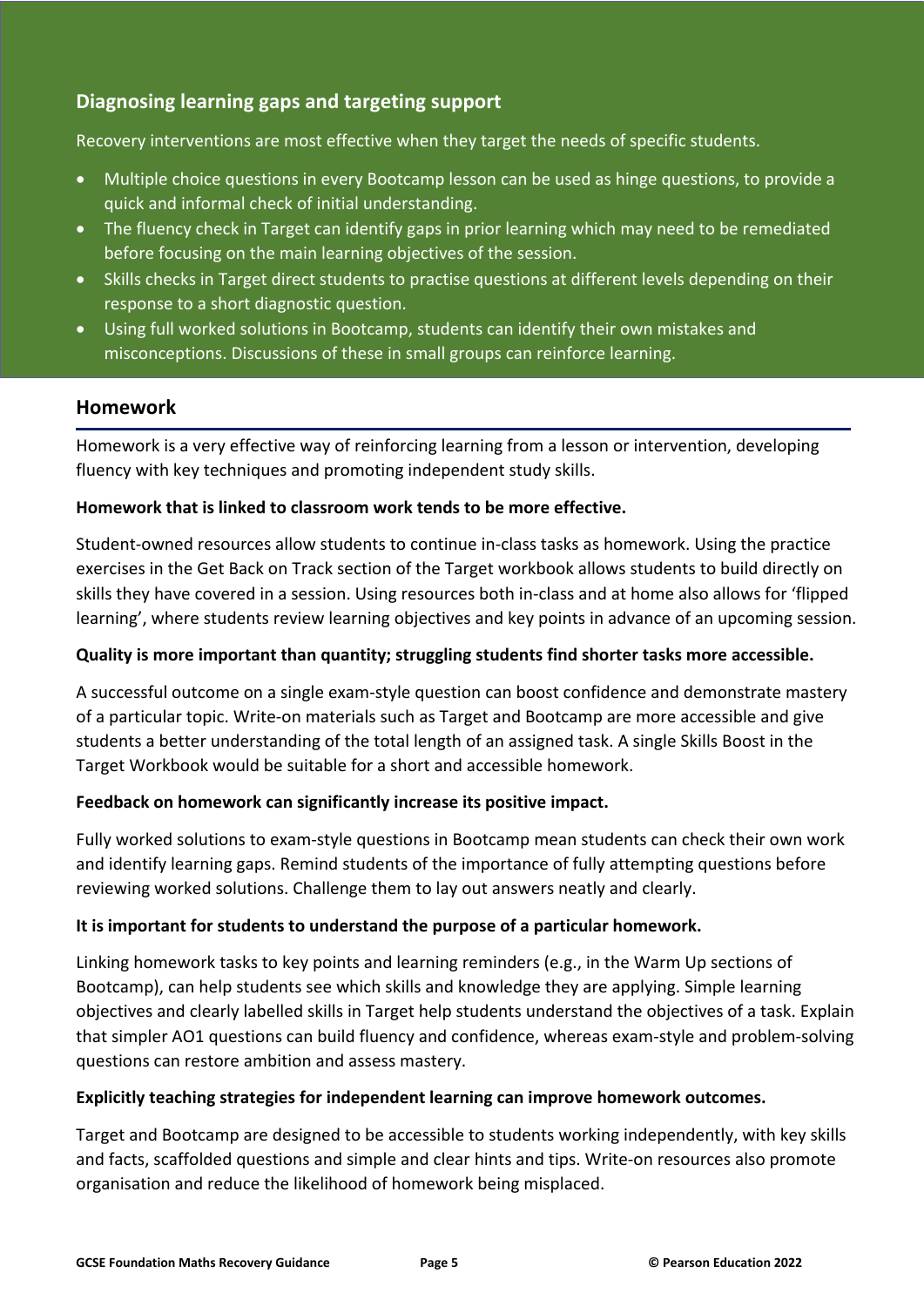## Diagnosing learning gaps and targeting support

Recovery interventions are most effective when they target the needs of specific students.

- Multiple choice questions in every Bootcamp lesson can be used as hinge questions, to provide a quick and informal check of initial understanding.
- The fluency check in Target can identify gaps in prior learning which may need to be remediated before focusing on the main learning objectives of the session.
- Skills checks in Target direct students to practise questions at different levels depending on their response to a short diagnostic question.
- Using full worked solutions in Bootcamp, students can identify their own mistakes and misconceptions. Discussions of these in small groups can reinforce learning.

## Homework

Homework is a very effective way of reinforcing learning from a lesson or intervention, developing fluency with key techniques and promoting independent study skills.

**Homework that is linked to classroom work tends to be more effective.**

Student-owned resources allow students to continue in-class tasks as homework. Using the practice exercises in the Get Back on Track section of the Target workbook allows students to build directly on skills they have covered in a session. Using resources both in-class and at home also allows for 'flipped learning', where students review learning objectives and key points in advance of an upcoming session.

**Quality is more important than quantity; struggling students find shorter tasks more accessible.**

A successful outcome on a single exam-style question can boost confidence and demonstrate mastery of a particular topic. Write-on materials such as Target and Bootcamp are more accessible and give students a better understanding of the total length of an assigned task. A single Skills Boost in the Target Workbook would be suitable for a short and accessible homework.

**Feedback on homework can significantly increase its positive impact.**

Fully worked solutions to exam-style questions in Bootcamp mean students can check their own work and identify learning gaps. Remind students of the importance of fully attempting questions before reviewing worked solutions. Challenge them to lay out answers neatly and clearly.

**It is important for students to understand the purpose of a particular homework.**

Linking homework tasks to key points and learning reminders (e.g., in the Warm Up sections of Bootcamp), can help students see which skills and knowledge they are applying. Simple learning objectives and clearly labelled skills in Target help students understand the objectives of a task. Explain that simpler AO1 questions can build fluency and confidence, whereas exam-style and problem-solving questions can restore ambition and assess mastery.

**Explicitly teaching strategies for independent learning can improve homework outcomes.**

Target and Bootcamp are designed to be accessible to students working independently, with key skills and facts, scaffolded questions and simple and clear hints and tips. Write-on resources also promote organisation and reduce the likelihood of homework being misplaced.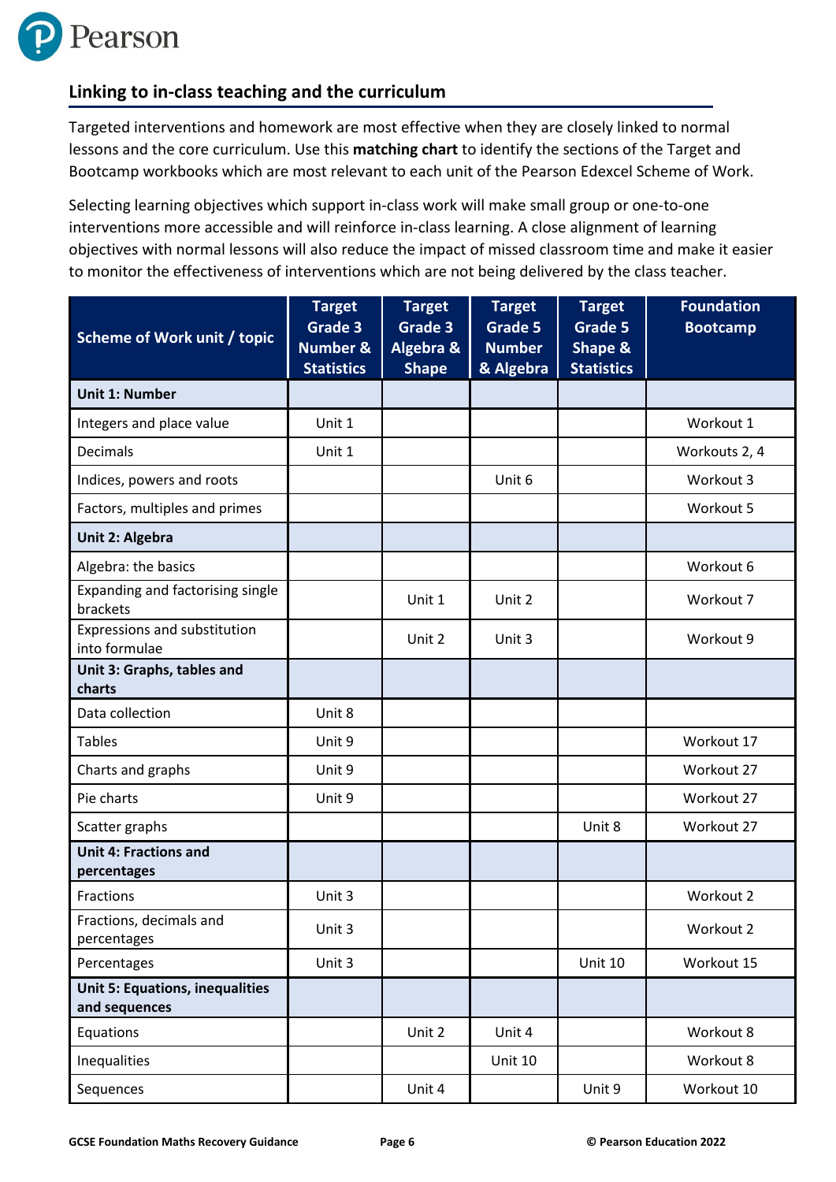## Linking to in-class teaching and the curriculum

Targeted interventions and homework are most effective when they are closely linked to normal lessons and the core curriculum. Use this **matching chart** to identify the sections of the Target and Bootcamp workbooks which are most relevant to each unit of the Pearson Edexcel Scheme of Work.

Selecting learning objectives which support in-class work will make small group or one-to-one interventions more accessible and will reinforce in-class learning. A close alignment of learning objectives with normal lessons will also reduce the impact of missed classroom time and make it easier to monitor the effectiveness of interventions which are not being delivered by the class teacher.

| Scheme of Work unit / topic | Target Grade 3 Number & Statistics | Target Grade 3 Algebra & Shape | Target Grade 5 Number & Algebra | Target Grade 5 Shape & Statistics | Foundation Bootcamp |
|---|---|---|---|---|---|
| **Unit 1: Number** | | | | | |
| Integers and place value | Unit 1 | | | | Workout 1 |
| Decimals | Unit 1 | | | | Workouts 2, 4 |
| Indices, powers and roots | | | Unit 6 | | Workout 3 |
| Factors, multiples and primes | | | | | Workout 5 |
| **Unit 2: Algebra** | | | | | |
| Algebra: the basics | | | | | Workout 6 |
| Expanding and factorising single brackets | | Unit 1 | Unit 2 | | Workout 7 |
| Expressions and substitution into formulae | | Unit 2 | Unit 3 | | Workout 9 |
| **Unit 3: Graphs, tables and charts** | | | | | |
| Data collection | Unit 8 | | | | |
| Tables | Unit 9 | | | | Workout 17 |
| Charts and graphs | Unit 9 | | | | Workout 27 |
| Pie charts | Unit 9 | | | | Workout 27 |
| Scatter graphs | | | | Unit 8 | Workout 27 |
| **Unit 4: Fractions and percentages** | | | | | |
| Fractions | Unit 3 | | | | Workout 2 |
| Fractions, decimals and percentages | Unit 3 | | | | Workout 2 |
| Percentages | Unit 3 | | | Unit 10 | Workout 15 |
| **Unit 5: Equations, inequalities and sequences** | | | | | |
| Equations | | Unit 2 | Unit 4 | | Workout 8 |
| Inequalities | | | Unit 10 | | Workout 8 |
| Sequences | | Unit 4 | | Unit 9 | Workout 10 |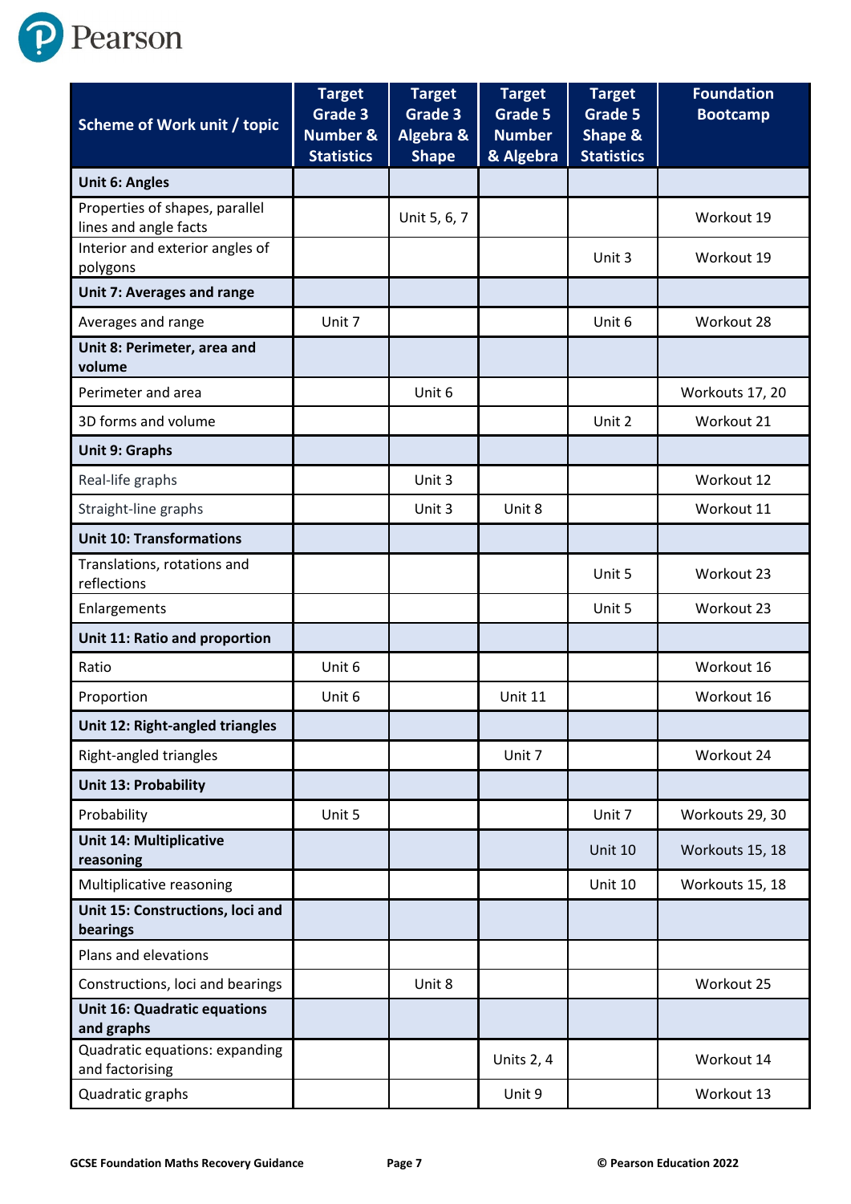| Scheme of Work unit / topic | Target Grade 3 Number & Statistics | Target Grade 3 Algebra & Shape | Target Grade 5 Number & Algebra | Target Grade 5 Shape & Statistics | Foundation Bootcamp |
|---|---|---|---|---|---|
| **Unit 6: Angles** | | | | | |
| Properties of shapes, parallel lines and angle facts | | Unit 5, 6, 7 | | | Workout 19 |
| Interior and exterior angles of polygons | | | | Unit 3 | Workout 19 |
| **Unit 7: Averages and range** | | | | | |
| Averages and range | Unit 7 | | | Unit 6 | Workout 28 |
| **Unit 8: Perimeter, area and volume** | | | | | |
| Perimeter and area | | Unit 6 | | | Workouts 17, 20 |
| 3D forms and volume | | | | Unit 2 | Workout 21 |
| **Unit 9: Graphs** | | | | | |
| Real-life graphs | | Unit 3 | | | Workout 12 |
| Straight-line graphs | | Unit 3 | Unit 8 | | Workout 11 |
| **Unit 10: Transformations** | | | | | |
| Translations, rotations and reflections | | | | Unit 5 | Workout 23 |
| Enlargements | | | | Unit 5 | Workout 23 |
| **Unit 11: Ratio and proportion** | | | | | |
| Ratio | Unit 6 | | | | Workout 16 |
| Proportion | Unit 6 | | Unit 11 | | Workout 16 |
| **Unit 12: Right-angled triangles** | | | | | |
| Right-angled triangles | | | Unit 7 | | Workout 24 |
| **Unit 13: Probability** | | | | | |
| Probability | Unit 5 | | | Unit 7 | Workouts 29, 30 |
| **Unit 14: Multiplicative reasoning** | | | | Unit 10 | Workouts 15, 18 |
| Multiplicative reasoning | | | | Unit 10 | Workouts 15, 18 |
| **Unit 15: Constructions, loci and bearings** | | | | | |
| Plans and elevations | | | | | |
| Constructions, loci and bearings | | Unit 8 | | | Workout 25 |
| **Unit 16: Quadratic equations and graphs** | | | | | |
| Quadratic equations: expanding and factorising | | | Units 2, 4 | | Workout 14 |
| Quadratic graphs | | | Unit 9 | | Workout 13 |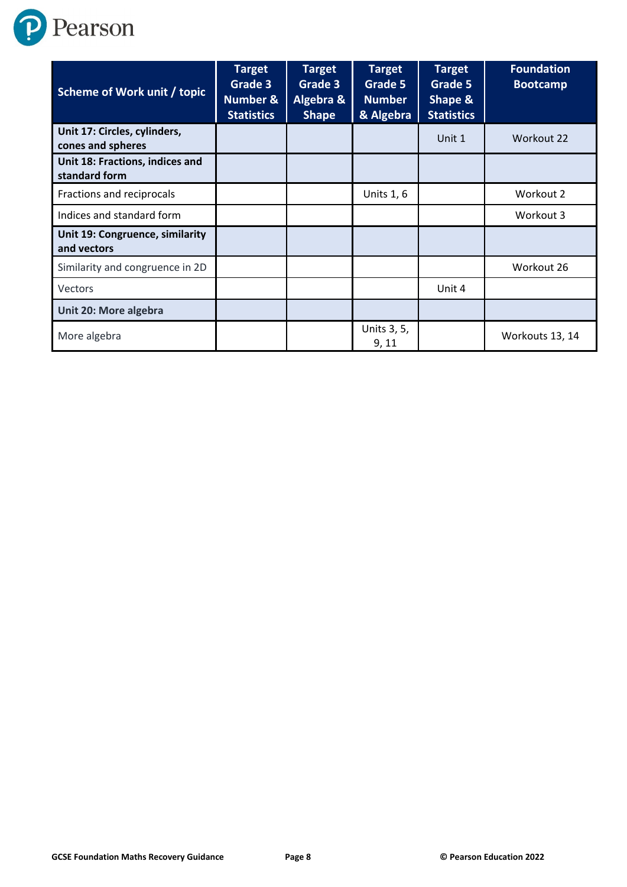| Scheme of Work unit / topic | Target Grade 3 Number & Statistics | Target Grade 3 Algebra & Shape | Target Grade 5 Number & Algebra | Target Grade 5 Shape & Statistics | Foundation Bootcamp |
|---|---|---|---|---|---|
| **Unit 17: Circles, cylinders, cones and spheres** | | | | Unit 1 | Workout 22 |
| **Unit 18: Fractions, indices and standard form** | | | | | |
| Fractions and reciprocals | | | Units 1, 6 | | Workout 2 |
| Indices and standard form | | | | | Workout 3 |
| **Unit 19: Congruence, similarity and vectors** | | | | | |
| Similarity and congruence in 2D | | | | | Workout 26 |
| Vectors | | | | Unit 4 | |
| **Unit 20: More algebra** | | | | | |
| More algebra | | | Units 3, 5, 9, 11 | | Workouts 13, 14 |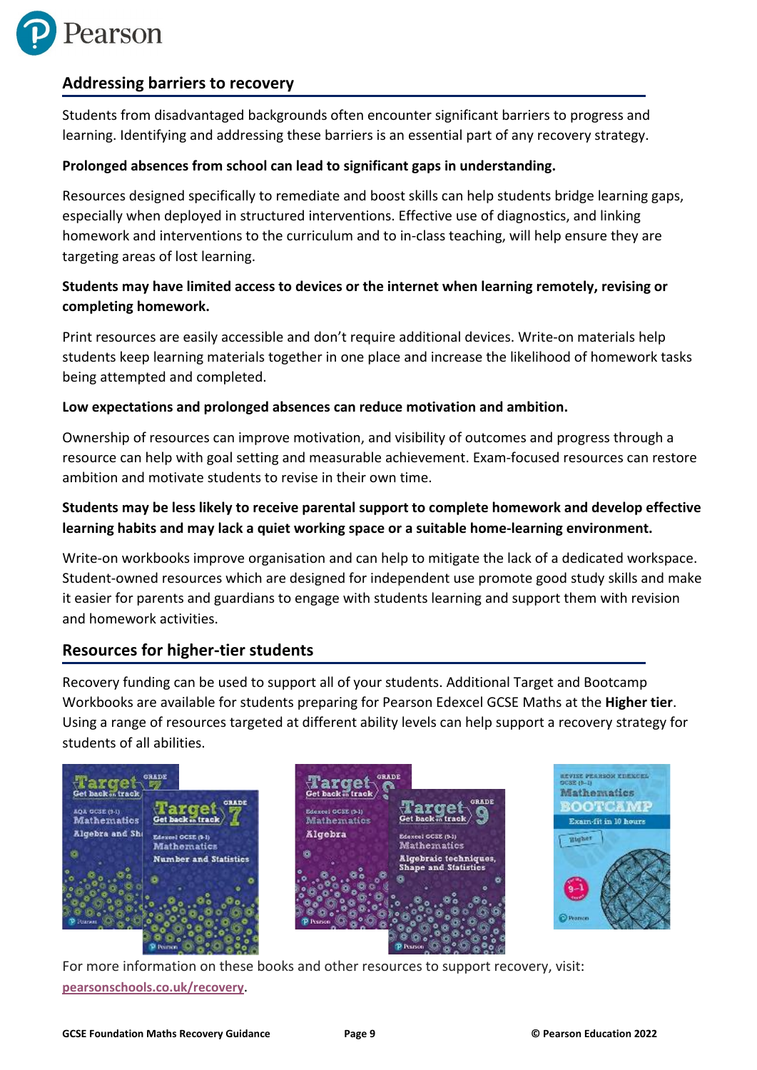## Addressing barriers to recovery

Students from disadvantaged backgrounds often encounter significant barriers to progress and learning. Identifying and addressing these barriers is an essential part of any recovery strategy.

**Prolonged absences from school can lead to significant gaps in understanding.**

Resources designed specifically to remediate and boost skills can help students bridge learning gaps, especially when deployed in structured interventions. Effective use of diagnostics, and linking homework and interventions to the curriculum and to in-class teaching, will help ensure they are targeting areas of lost learning.

**Students may have limited access to devices or the internet when learning remotely, revising or completing homework.**

Print resources are easily accessible and don't require additional devices. Write-on materials help students keep learning materials together in one place and increase the likelihood of homework tasks being attempted and completed.

**Low expectations and prolonged absences can reduce motivation and ambition.**

Ownership of resources can improve motivation, and visibility of outcomes and progress through a resource can help with goal setting and measurable achievement. Exam-focused resources can restore ambition and motivate students to revise in their own time.

**Students may be less likely to receive parental support to complete homework and develop effective learning habits and may lack a quiet working space or a suitable home-learning environment.**

Write-on workbooks improve organisation and can help to mitigate the lack of a dedicated workspace. Student-owned resources which are designed for independent use promote good study skills and make it easier for parents and guardians to engage with students learning and support them with revision and homework activities.

## Resources for higher-tier students

Recovery funding can be used to support all of your students. Additional Target and Bootcamp Workbooks are available for students preparing for Pearson Edexcel GCSE Maths at the **Higher tier**. Using a range of resources targeted at different ability levels can help support a recovery strategy for students of all abilities.

For more information on these books and other resources to support recovery, visit: pearsonschools.co.uk/recovery.